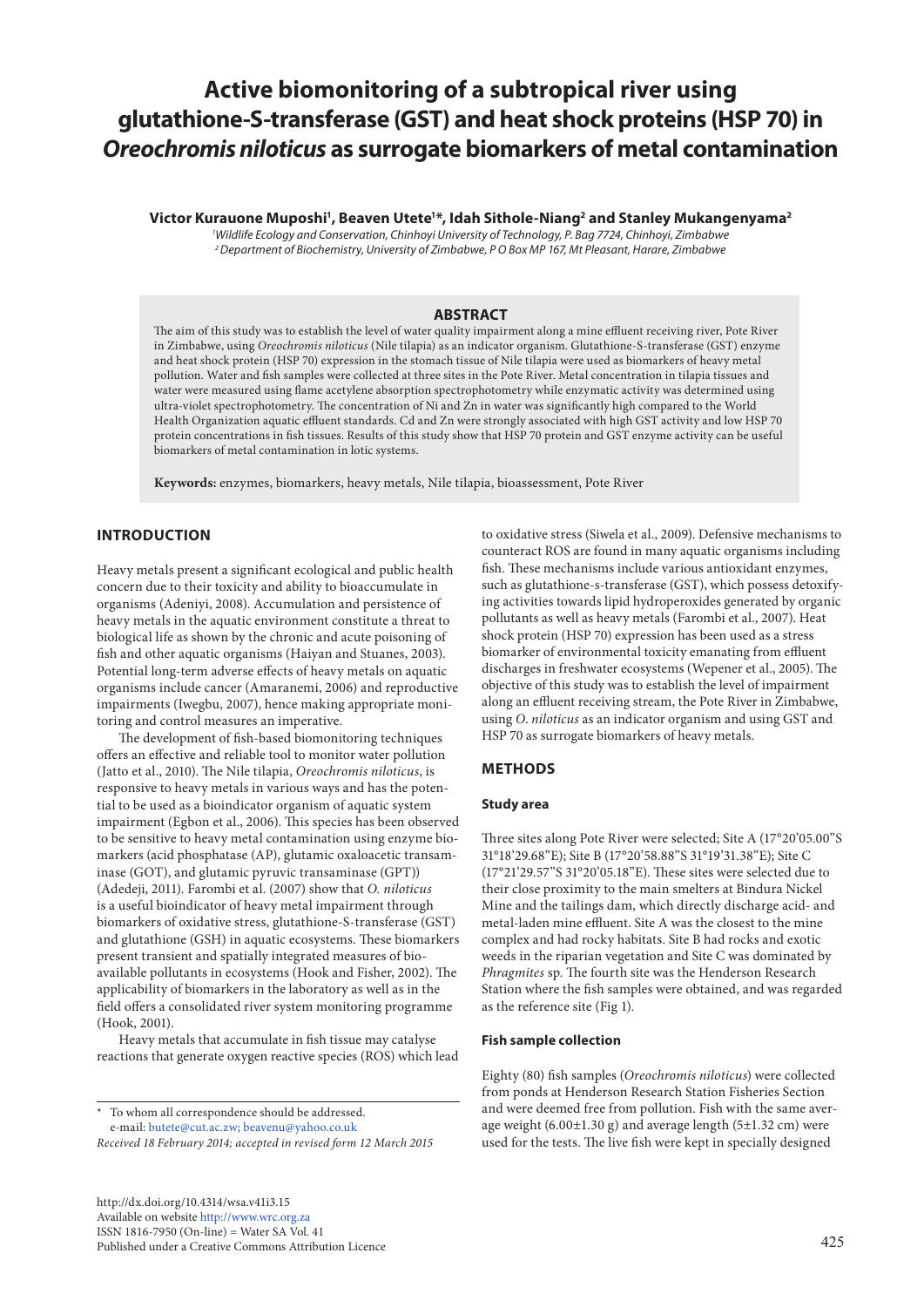# Active biomonitoring of a subtropical river using glutathione-S-transferase (GST) and heat shock proteins (HSP 70) in *Oreochromis niloticus* as surrogate biomarkers of metal contamination

**Victor Kurauone Muposhi[1], Beaven Utete[1]*, Idah Sithole-Niang[2] and Stanley Mukangenyama[2]**

[1]*Wildlife Ecology and Conservation, Chinhoyi University of Technology, P. Bag 7724, Chinhoyi, Zimbabwe*
[2]*Department of Biochemistry, University of Zimbabwe, P O Box MP 167, Mt Pleasant, Harare, Zimbabwe*

## ABSTRACT

The aim of this study was to establish the level of water quality impairment along a mine effluent receiving river, Pote River in Zimbabwe, using *Oreochromis niloticus* (Nile tilapia) as an indicator organism. Glutathione-S-transferase (GST) enzyme and heat shock protein (HSP 70) expression in the stomach tissue of Nile tilapia were used as biomarkers of heavy metal pollution. Water and fish samples were collected at three sites in the Pote River. Metal concentration in tilapia tissues and water were measured using flame acetylene absorption spectrophotometry while enzymatic activity was determined using ultra-violet spectrophotometry. The concentration of Ni and Zn in water was significantly high compared to the World Health Organization aquatic effluent standards. Cd and Zn were strongly associated with high GST activity and low HSP 70 protein concentrations in fish tissues. Results of this study show that HSP 70 protein and GST enzyme activity can be useful biomarkers of metal contamination in lotic systems.

**Keywords:** enzymes, biomarkers, heavy metals, Nile tilapia, bioassessment, Pote River

## INTRODUCTION

Heavy metals present a significant ecological and public health concern due to their toxicity and ability to bioaccumulate in organisms (Adeniyi, 2008). Accumulation and persistence of heavy metals in the aquatic environment constitute a threat to biological life as shown by the chronic and acute poisoning of fish and other aquatic organisms (Haiyan and Stuanes, 2003). Potential long-term adverse effects of heavy metals on aquatic organisms include cancer (Amaranemi, 2006) and reproductive impairments (Iwegbu, 2007), hence making appropriate monitoring and control measures an imperative.

The development of fish-based biomonitoring techniques offers an effective and reliable tool to monitor water pollution (Jatto et al., 2010). The Nile tilapia, *Oreochromis niloticus*, is responsive to heavy metals in various ways and has the potential to be used as a bioindicator organism of aquatic system impairment (Egbon et al., 2006). This species has been observed to be sensitive to heavy metal contamination using enzyme biomarkers (acid phosphatase (AP), glutamic oxaloacetic transaminase (GOT), and glutamic pyruvic transaminase (GPT)) (Adedeji, 2011). Farombi et al. (2007) show that *O. niloticus* is a useful bioindicator of heavy metal impairment through biomarkers of oxidative stress, glutathione-S-transferase (GST) and glutathione (GSH) in aquatic ecosystems. These biomarkers present transient and spatially integrated measures of bioavailable pollutants in ecosystems (Hook and Fisher, 2002). The applicability of biomarkers in the laboratory as well as in the field offers a consolidated river system monitoring programme (Hook, 2001).

Heavy metals that accumulate in fish tissue may catalyse reactions that generate oxygen reactive species (ROS) which lead to oxidative stress (Siwela et al., 2009). Defensive mechanisms to counteract ROS are found in many aquatic organisms including fish. These mechanisms include various antioxidant enzymes, such as glutathione-s-transferase (GST), which possess detoxifying activities towards lipid hydroperoxides generated by organic pollutants as well as heavy metals (Farombi et al., 2007). Heat shock protein (HSP 70) expression has been used as a stress biomarker of environmental toxicity emanating from effluent discharges in freshwater ecosystems (Wepener et al., 2005). The objective of this study was to establish the level of impairment along an effluent receiving stream, the Pote River in Zimbabwe, using *O. niloticus* as an indicator organism and using GST and HSP 70 as surrogate biomarkers of heavy metals.

## METHODS

### Study area

Three sites along Pote River were selected; Site A (17°20'05.00"S 31°18'29.68"E); Site B (17°20'58.88"S 31°19'31.38"E); Site C (17°21'29.57"S 31°20'05.18"E). These sites were selected due to their close proximity to the main smelters at Bindura Nickel Mine and the tailings dam, which directly discharge acid- and metal-laden mine effluent. Site A was the closest to the mine complex and had rocky habitats. Site B had rocks and exotic weeds in the riparian vegetation and Site C was dominated by *Phragmites* sp. The fourth site was the Henderson Research Station where the fish samples were obtained, and was regarded as the reference site (Fig 1).

### Fish sample collection

Eighty (80) fish samples (*Oreochromis niloticus*) were collected from ponds at Henderson Research Station Fisheries Section and were deemed free from pollution. Fish with the same average weight (6.00±1.30 g) and average length (5±1.32 cm) were used for the tests. The live fish were kept in specially designed

\* To whom all correspondence should be addressed.
e-mail: butete@cut.ac.zw; beavenu@yahoo.co.uk
*Received 18 February 2014; accepted in revised form 12 March 2015*

http://dx.doi.org/10.4314/wsa.v41i3.15
Available on website http://www.wrc.org.za
ISSN 1816-7950 (On-line) = Water SA Vol. 41
Published under a Creative Commons Attribution Licence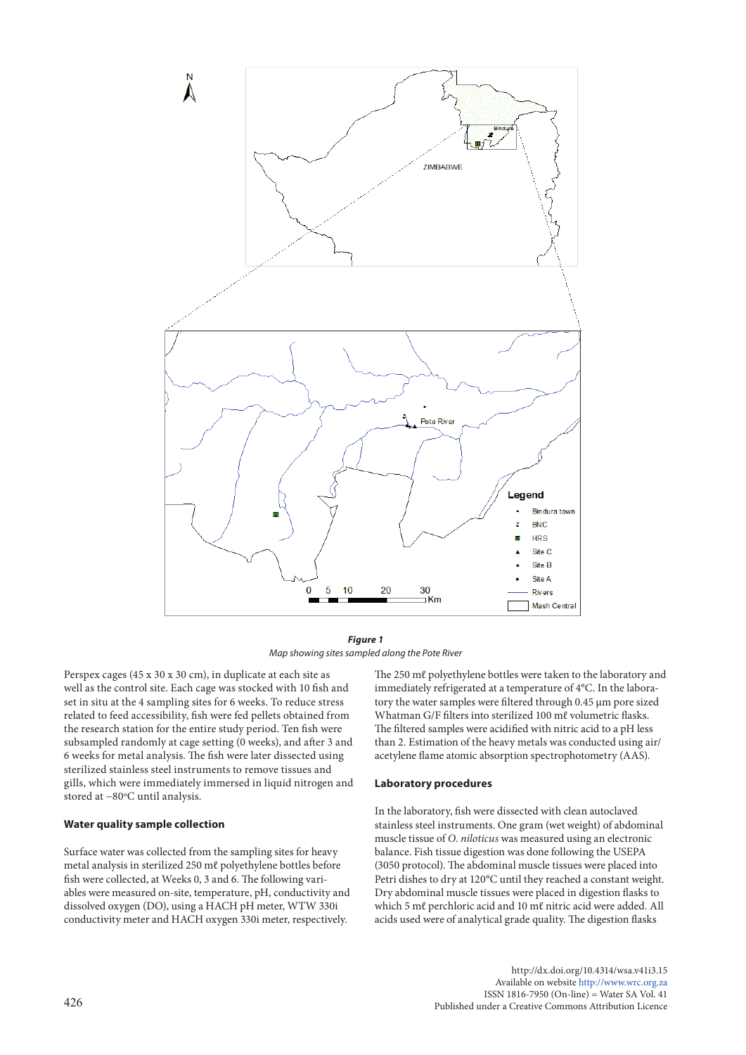**Figure 1**

*Map showing sites sampled along the Pote River*

Perspex cages (45 x 30 x 30 cm), in duplicate at each site as well as the control site. Each cage was stocked with 10 fish and set in situ at the 4 sampling sites for 6 weeks. To reduce stress related to feed accessibility, fish were fed pellets obtained from the research station for the entire study period. Ten fish were subsampled randomly at cage setting (0 weeks), and after 3 and 6 weeks for metal analysis. The fish were later dissected using sterilized stainless steel instruments to remove tissues and gills, which were immediately immersed in liquid nitrogen and stored at −80°C until analysis.

### Water quality sample collection

Surface water was collected from the sampling sites for heavy metal analysis in sterilized 250 mℓ polyethylene bottles before fish were collected, at Weeks 0, 3 and 6. The following variables were measured on-site, temperature, pH, conductivity and dissolved oxygen (DO), using a HACH pH meter, WTW 330i conductivity meter and HACH oxygen 330i meter, respectively. The 250 mℓ polyethylene bottles were taken to the laboratory and immediately refrigerated at a temperature of 4°C. In the laboratory the water samples were filtered through 0.45 µm pore sized Whatman G/F filters into sterilized 100 mℓ volumetric flasks. The filtered samples were acidified with nitric acid to a pH less than 2. Estimation of the heavy metals was conducted using air/acetylene flame atomic absorption spectrophotometry (AAS).

### Laboratory procedures

In the laboratory, fish were dissected with clean autoclaved stainless steel instruments. One gram (wet weight) of abdominal muscle tissue of *O. niloticus* was measured using an electronic balance. Fish tissue digestion was done following the USEPA (3050 protocol). The abdominal muscle tissues were placed into Petri dishes to dry at 120°C until they reached a constant weight. Dry abdominal muscle tissues were placed in digestion flasks to which 5 mℓ perchloric acid and 10 mℓ nitric acid were added. All acids used were of analytical grade quality. The digestion flasks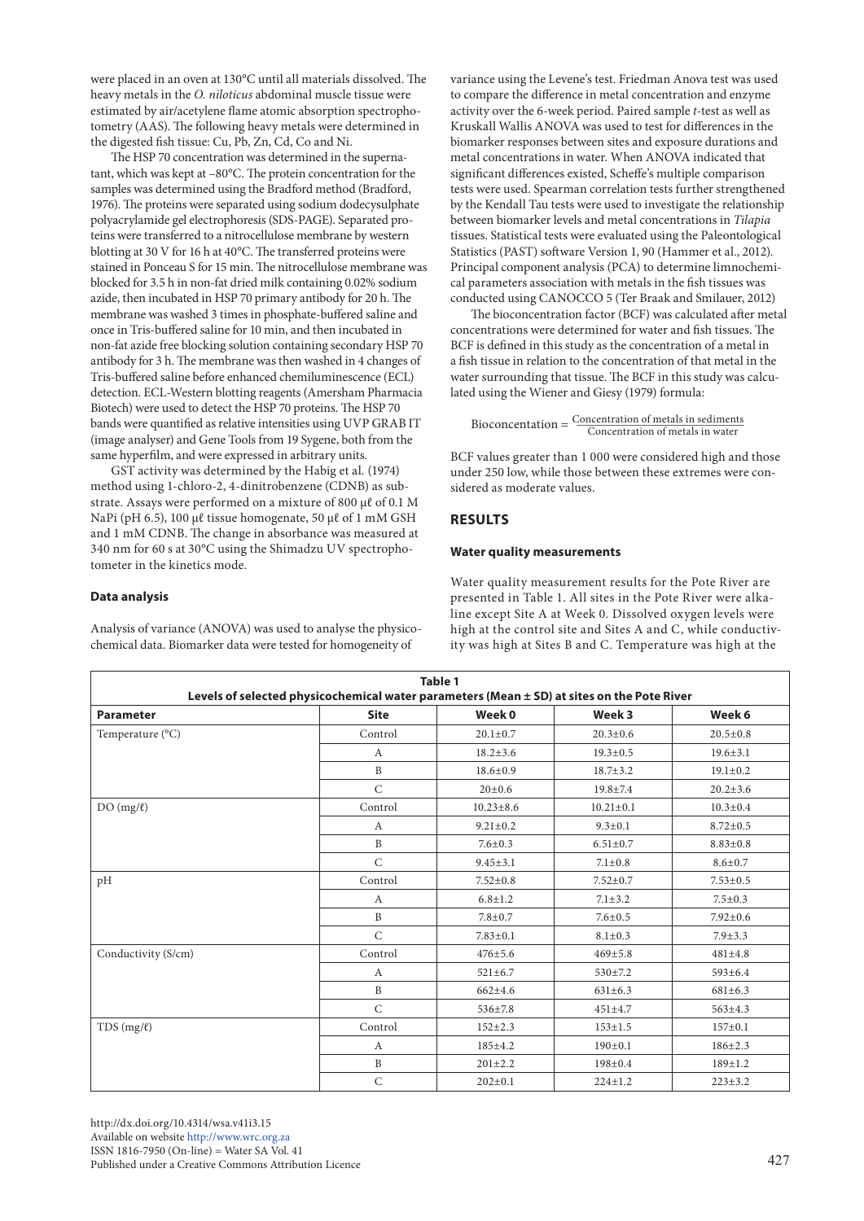were placed in an oven at 130°C until all materials dissolved. The heavy metals in the *O. niloticus* abdominal muscle tissue were estimated by air/acetylene flame atomic absorption spectrophotometry (AAS). The following heavy metals were determined in the digested fish tissue: Cu, Pb, Zn, Cd, Co and Ni.

The HSP 70 concentration was determined in the supernatant, which was kept at –80°C. The protein concentration for the samples was determined using the Bradford method (Bradford, 1976). The proteins were separated using sodium dodecysulphate polyacrylamide gel electrophoresis (SDS-PAGE). Separated proteins were transferred to a nitrocellulose membrane by western blotting at 30 V for 16 h at 40°C. The transferred proteins were stained in Ponceau S for 15 min. The nitrocellulose membrane was blocked for 3.5 h in non-fat dried milk containing 0.02% sodium azide, then incubated in HSP 70 primary antibody for 20 h. The membrane was washed 3 times in phosphate-buffered saline and once in Tris-buffered saline for 10 min, and then incubated in non-fat azide free blocking solution containing secondary HSP 70 antibody for 3 h. The membrane was then washed in 4 changes of Tris-buffered saline before enhanced chemiluminescence (ECL) detection. ECL-Western blotting reagents (Amersham Pharmacia Biotech) were used to detect the HSP 70 proteins. The HSP 70 bands were quantified as relative intensities using UVP GRAB IT (image analyser) and Gene Tools from 19 Sygene, both from the same hyperfilm, and were expressed in arbitrary units.

GST activity was determined by the Habig et al. (1974) method using 1-chloro-2, 4-dinitrobenzene (CDNB) as substrate. Assays were performed on a mixture of 800 μℓ of 0.1 M NaPi (pH 6.5), 100 μℓ tissue homogenate, 50 μℓ of 1 mM GSH and 1 mM CDNB. The change in absorbance was measured at 340 nm for 60 s at 30°C using the Shimadzu UV spectrophotometer in the kinetics mode.

### Data analysis

Analysis of variance (ANOVA) was used to analyse the physicochemical data. Biomarker data were tested for homogeneity of variance using the Levene's test. Friedman Anova test was used to compare the difference in metal concentration and enzyme activity over the 6-week period. Paired sample *t*-test as well as Kruskall Wallis ANOVA was used to test for differences in the biomarker responses between sites and exposure durations and metal concentrations in water. When ANOVA indicated that significant differences existed, Scheffe's multiple comparison tests were used. Spearman correlation tests further strengthened by the Kendall Tau tests were used to investigate the relationship between biomarker levels and metal concentrations in *Tilapia* tissues. Statistical tests were evaluated using the Paleontological Statistics (PAST) software Version 1, 90 (Hammer et al., 2012). Principal component analysis (PCA) to determine limnochemical parameters association with metals in the fish tissues was conducted using CANOCCO 5 (Ter Braak and Smilauer, 2012)

The bioconcentration factor (BCF) was calculated after metal concentrations were determined for water and fish tissues. The BCF is defined in this study as the concentration of a metal in a fish tissue in relation to the concentration of that metal in the water surrounding that tissue. The BCF in this study was calculated using the Wiener and Giesy (1979) formula:

$$\text{Bioconcentration} = \frac{\text{Concentration of metals in sediments}}{\text{Concentration of metals in water}}$$

BCF values greater than 1 000 were considered high and those under 250 low, while those between these extremes were considered as moderate values.

## RESULTS

### Water quality measurements

Water quality measurement results for the Pote River are presented in Table 1. All sites in the Pote River were alkaline except Site A at Week 0. Dissolved oxygen levels were high at the control site and Sites A and C, while conductivity was high at Sites B and C. Temperature was high at the

**Table 1**
**Levels of selected physicochemical water parameters (Mean ± SD) at sites on the Pote River**

| Parameter | Site | Week 0 | Week 3 | Week 6 |
|---|---|---|---|---|
| Temperature (°C) | Control | 20.1±0.7 | 20.3±0.6 | 20.5±0.8 |
| | A | 18.2±3.6 | 19.3±0.5 | 19.6±3.1 |
| | B | 18.6±0.9 | 18.7±3.2 | 19.1±0.2 |
| | C | 20±0.6 | 19.8±7.4 | 20.2±3.6 |
| DO (mg/ℓ) | Control | 10.23±8.6 | 10.21±0.1 | 10.3±0.4 |
| | A | 9.21±0.2 | 9.3±0.1 | 8.72±0.5 |
| | B | 7.6±0.3 | 6.51±0.7 | 8.83±0.8 |
| | C | 9.45±3.1 | 7.1±0.8 | 8.6±0.7 |
| pH | Control | 7.52±0.8 | 7.52±0.7 | 7.53±0.5 |
| | A | 6.8±1.2 | 7.1±3.2 | 7.5±0.3 |
| | B | 7.8±0.7 | 7.6±0.5 | 7.92±0.6 |
| | C | 7.83±0.1 | 8.1±0.3 | 7.9±3.3 |
| Conductivity (S/cm) | Control | 476±5.6 | 469±5.8 | 481±4.8 |
| | A | 521±6.7 | 530±7.2 | 593±6.4 |
| | B | 662±4.6 | 631±6.3 | 681±6.3 |
| | C | 536±7.8 | 451±4.7 | 563±4.3 |
| TDS (mg/ℓ) | Control | 152±2.3 | 153±1.5 | 157±0.1 |
| | A | 185±4.2 | 190±0.1 | 186±2.3 |
| | B | 201±2.2 | 198±0.4 | 189±1.2 |
| | C | 202±0.1 | 224±1.2 | 223±3.2 |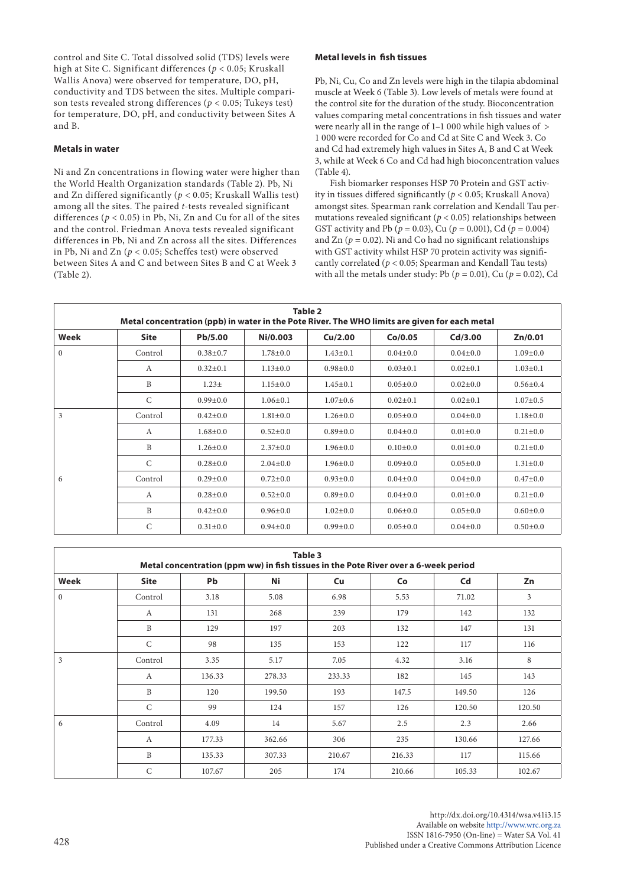control and Site C. Total dissolved solid (TDS) levels were high at Site C. Significant differences ($p < 0.05$; Kruskall Wallis Anova) were observed for temperature, DO, pH, conductivity and TDS between the sites. Multiple comparison tests revealed strong differences ($p < 0.05$; Tukeys test) for temperature, DO, pH, and conductivity between Sites A and B.

### Metals in water

Ni and Zn concentrations in flowing water were higher than the World Health Organization standards (Table 2). Pb, Ni and Zn differed significantly ($p < 0.05$; Kruskall Wallis test) among all the sites. The paired *t*-tests revealed significant differences ($p < 0.05$) in Pb, Ni, Zn and Cu for all of the sites and the control. Friedman Anova tests revealed significant differences in Pb, Ni and Zn across all the sites. Differences in Pb, Ni and Zn ($p < 0.05$; Scheffes test) were observed between Sites A and C and between Sites B and C at Week 3 (Table 2).

### Metal levels in fish tissues

Pb, Ni, Cu, Co and Zn levels were high in the tilapia abdominal muscle at Week 6 (Table 3). Low levels of metals were found at the control site for the duration of the study. Bioconcentration values comparing metal concentrations in fish tissues and water were nearly all in the range of 1–1 000 while high values of > 1 000 were recorded for Co and Cd at Site C and Week 3. Co and Cd had extremely high values in Sites A, B and C at Week 3, while at Week 6 Co and Cd had high bioconcentration values (Table 4).

Fish biomarker responses HSP 70 Protein and GST activity in tissues differed significantly ($p < 0.05$; Kruskall Anova) amongst sites. Spearman rank correlation and Kendall Tau permutations revealed significant ($p < 0.05$) relationships between GST activity and Pb ($p = 0.03$), Cu ($p = 0.001$), Cd ($p = 0.004$) and Zn ($p = 0.02$). Ni and Co had no significant relationships with GST activity whilst HSP 70 protein activity was significantly correlated ($p < 0.05$; Spearman and Kendall Tau tests) with all the metals under study: Pb ($p = 0.01$), Cu ($p = 0.02$), Cd

**Table 2**
**Metal concentration (ppb) in water in the Pote River. The WHO limits are given for each metal**

| Week | Site | Pb/5.00 | Ni/0.003 | Cu/2.00 | Co/0.05 | Cd/3.00 | Zn/0.01 |
|---|---|---|---|---|---|---|---|
| 0 | Control | 0.38±0.7 | 1.78±0.0 | 1.43±0.1 | 0.04±0.0 | 0.04±0.0 | 1.09±0.0 |
| | A | 0.32±0.1 | 1.13±0.0 | 0.98±0.0 | 0.03±0.1 | 0.02±0.1 | 1.03±0.1 |
| | B | 1.23± | 1.15±0.0 | 1.45±0.1 | 0.05±0.0 | 0.02±0.0 | 0.56±0.4 |
| | C | 0.99±0.0 | 1.06±0.1 | 1.07±0.6 | 0.02±0.1 | 0.02±0.1 | 1.07±0.5 |
| 3 | Control | 0.42±0.0 | 1.81±0.0 | 1.26±0.0 | 0.05±0.0 | 0.04±0.0 | 1.18±0.0 |
| | A | 1.68±0.0 | 0.52±0.0 | 0.89±0.0 | 0.04±0.0 | 0.01±0.0 | 0.21±0.0 |
| | B | 1.26±0.0 | 2.37±0.0 | 1.96±0.0 | 0.10±0.0 | 0.01±0.0 | 0.21±0.0 |
| | C | 0.28±0.0 | 2.04±0.0 | 1.96±0.0 | 0.09±0.0 | 0.05±0.0 | 1.31±0.0 |
| 6 | Control | 0.29±0.0 | 0.72±0.0 | 0.93±0.0 | 0.04±0.0 | 0.04±0.0 | 0.47±0.0 |
| | A | 0.28±0.0 | 0.52±0.0 | 0.89±0.0 | 0.04±0.0 | 0.01±0.0 | 0.21±0.0 |
| | B | 0.42±0.0 | 0.96±0.0 | 1.02±0.0 | 0.06±0.0 | 0.05±0.0 | 0.60±0.0 |
| | C | 0.31±0.0 | 0.94±0.0 | 0.99±0.0 | 0.05±0.0 | 0.04±0.0 | 0.50±0.0 |

**Table 3**
**Metal concentration (ppm ww) in fish tissues in the Pote River over a 6-week period**

| Week | Site | Pb | Ni | Cu | Co | Cd | Zn |
|---|---|---|---|---|---|---|---|
| 0 | Control | 3.18 | 5.08 | 6.98 | 5.53 | 71.02 | 3 |
| | A | 131 | 268 | 239 | 179 | 142 | 132 |
| | B | 129 | 197 | 203 | 132 | 147 | 131 |
| | C | 98 | 135 | 153 | 122 | 117 | 116 |
| 3 | Control | 3.35 | 5.17 | 7.05 | 4.32 | 3.16 | 8 |
| | A | 136.33 | 278.33 | 233.33 | 182 | 145 | 143 |
| | B | 120 | 199.50 | 193 | 147.5 | 149.50 | 126 |
| | C | 99 | 124 | 157 | 126 | 120.50 | 120.50 |
| 6 | Control | 4.09 | 14 | 5.67 | 2.5 | 2.3 | 2.66 |
| | A | 177.33 | 362.66 | 306 | 235 | 130.66 | 127.66 |
| | B | 135.33 | 307.33 | 210.67 | 216.33 | 117 | 115.66 |
| | C | 107.67 | 205 | 174 | 210.66 | 105.33 | 102.67 |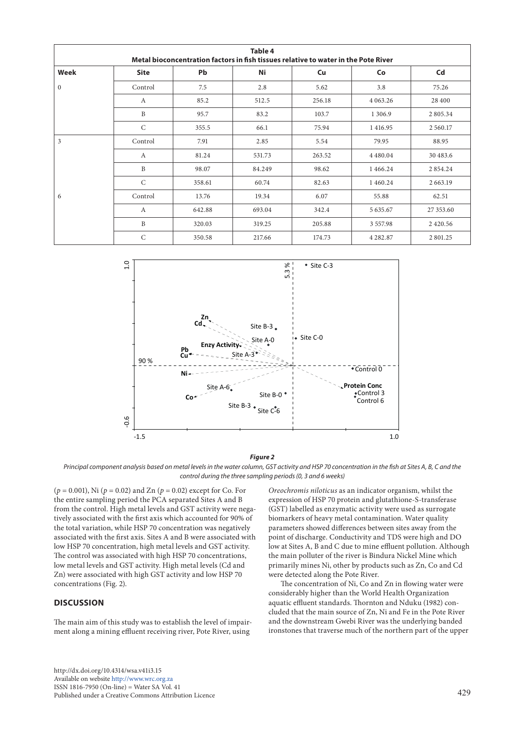| Table 4 Metal bioconcentration factors in fish tissues relative to water in the Pote River | | | | | | |
|---|---|---|---|---|---|---|
| **Week** | **Site** | **Pb** | **Ni** | **Cu** | **Co** | **Cd** |
| 0 | Control | 7.5 | 2.8 | 5.62 | 3.8 | 75.26 |
| | A | 85.2 | 512.5 | 256.18 | 4 063.26 | 28 400 |
| | B | 95.7 | 83.2 | 103.7 | 1 306.9 | 2 805.34 |
| | C | 355.5 | 66.1 | 75.94 | 1 416.95 | 2 560.17 |
| 3 | Control | 7.91 | 2.85 | 5.54 | 79.95 | 88.95 |
| | A | 81.24 | 531.73 | 263.52 | 4 480.04 | 30 483.6 |
| | B | 98.07 | 84.249 | 98.62 | 1 466.24 | 2 854.24 |
| | C | 358.61 | 60.74 | 82.63 | 1 460.24 | 2 663.19 |
| 6 | Control | 13.76 | 19.34 | 6.07 | 55.88 | 62.51 |
| | A | 642.88 | 693.04 | 342.4 | 5 635.67 | 27 353.60 |
| | B | 320.03 | 319.25 | 205.88 | 3 557.98 | 2 420.56 |
| | C | 350.58 | 217.66 | 174.73 | 4 282.87 | 2 801.25 |

***Figure 2***

*Principal component analysis based on metal levels in the water column, GST activity and HSP 70 concentration in the fish at Sites A, B, C and the control during the three sampling periods (0, 3 and 6 weeks)*

($p$ = 0.001), Ni ($p$ = 0.02) and Zn ($p$ = 0.02) except for Co. For the entire sampling period the PCA separated Sites A and B from the control. High metal levels and GST activity were negatively associated with the first axis which accounted for 90% of the total variation, while HSP 70 concentration was negatively associated with the first axis. Sites A and B were associated with low HSP 70 concentration, high metal levels and GST activity. The control was associated with high HSP 70 concentrations, low metal levels and GST activity. High metal levels (Cd and Zn) were associated with high GST activity and low HSP 70 concentrations (Fig. 2).

## DISCUSSION

The main aim of this study was to establish the level of impairment along a mining effluent receiving river, Pote River, using *Oreochromis niloticus* as an indicator organism, whilst the expression of HSP 70 protein and glutathione-S-transferase (GST) labelled as enzymatic activity were used as surrogate biomarkers of heavy metal contamination. Water quality parameters showed differences between sites away from the point of discharge. Conductivity and TDS were high and DO low at Sites A, B and C due to mine effluent pollution. Although the main polluter of the river is Bindura Nickel Mine which primarily mines Ni, other by products such as Zn, Co and Cd were detected along the Pote River.

The concentration of Ni, Co and Zn in flowing water were considerably higher than the World Health Organization aquatic effluent standards. Thornton and Nduku (1982) concluded that the main source of Zn, Ni and Fe in the Pote River and the downstream Gwebi River was the underlying banded ironstones that traverse much of the northern part of the upper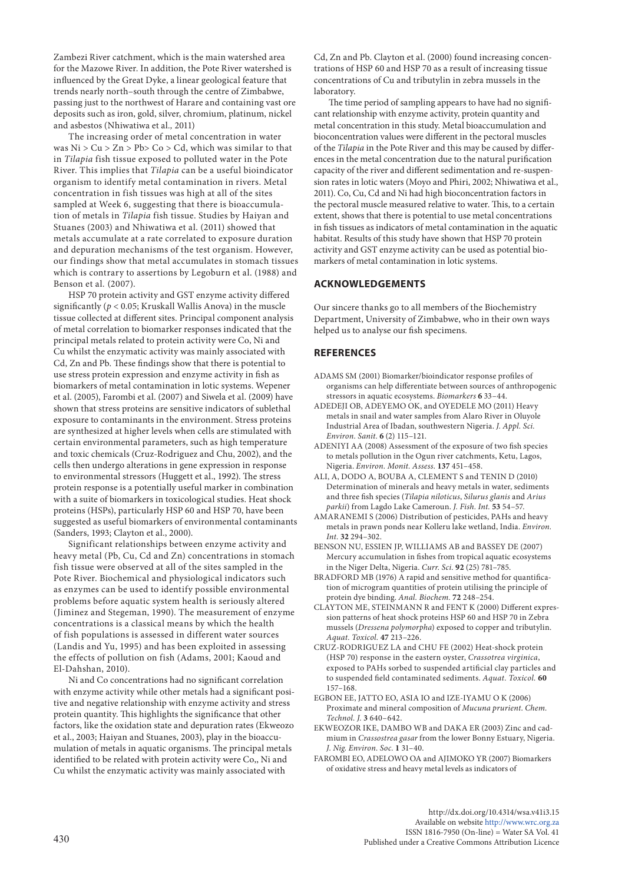Zambezi River catchment, which is the main watershed area for the Mazowe River. In addition, the Pote River watershed is influenced by the Great Dyke, a linear geological feature that trends nearly north–south through the centre of Zimbabwe, passing just to the northwest of Harare and containing vast ore deposits such as iron, gold, silver, chromium, platinum, nickel and asbestos (Nhiwatiwa et al., 2011)

The increasing order of metal concentration in water was Ni > Cu > Zn > Pb> Co > Cd, which was similar to that in *Tilapia* fish tissue exposed to polluted water in the Pote River. This implies that *Tilapia* can be a useful bioindicator organism to identify metal contamination in rivers. Metal concentration in fish tissues was high at all of the sites sampled at Week 6, suggesting that there is bioaccumulation of metals in *Tilapia* fish tissue. Studies by Haiyan and Stuanes (2003) and Nhiwatiwa et al. (2011) showed that metals accumulate at a rate correlated to exposure duration and depuration mechanisms of the test organism. However, our findings show that metal accumulates in stomach tissues which is contrary to assertions by Legoburn et al. (1988) and Benson et al. (2007).

HSP 70 protein activity and GST enzyme activity differed significantly ($p < 0.05$; Kruskall Wallis Anova) in the muscle tissue collected at different sites. Principal component analysis of metal correlation to biomarker responses indicated that the principal metals related to protein activity were Co, Ni and Cu whilst the enzymatic activity was mainly associated with Cd, Zn and Pb. These findings show that there is potential to use stress protein expression and enzyme activity in fish as biomarkers of metal contamination in lotic systems. Wepener et al. (2005), Farombi et al. (2007) and Siwela et al. (2009) have shown that stress proteins are sensitive indicators of sublethal exposure to contaminants in the environment. Stress proteins are synthesized at higher levels when cells are stimulated with certain environmental parameters, such as high temperature and toxic chemicals (Cruz-Rodriguez and Chu, 2002), and the cells then undergo alterations in gene expression in response to environmental stressors (Huggett et al., 1992). The stress protein response is a potentially useful marker in combination with a suite of biomarkers in toxicological studies. Heat shock proteins (HSPs), particularly HSP 60 and HSP 70, have been suggested as useful biomarkers of environmental contaminants (Sanders, 1993; Clayton et al., 2000).

Significant relationships between enzyme activity and heavy metal (Pb, Cu, Cd and Zn) concentrations in stomach fish tissue were observed at all of the sites sampled in the Pote River. Biochemical and physiological indicators such as enzymes can be used to identify possible environmental problems before aquatic system health is seriously altered (Jiminez and Stegeman, 1990). The measurement of enzyme concentrations is a classical means by which the health of fish populations is assessed in different water sources (Landis and Yu, 1995) and has been exploited in assessing the effects of pollution on fish (Adams, 2001; Kaoud and El-Dahshan, 2010).

Ni and Co concentrations had no significant correlation with enzyme activity while other metals had a significant positive and negative relationship with enzyme activity and stress protein quantity. This highlights the significance that other factors, like the oxidation state and depuration rates (Ekweozo et al., 2003; Haiyan and Stuanes, 2003), play in the bioaccumulation of metals in aquatic organisms. The principal metals identified to be related with protein activity were Co,, Ni and Cu whilst the enzymatic activity was mainly associated with Cd, Zn and Pb. Clayton et al. (2000) found increasing concentrations of HSP 60 and HSP 70 as a result of increasing tissue concentrations of Cu and tributylin in zebra mussels in the laboratory.

The time period of sampling appears to have had no significant relationship with enzyme activity, protein quantity and metal concentration in this study. Metal bioaccumulation and bioconcentration values were different in the pectoral muscles of the *Tilapia* in the Pote River and this may be caused by differences in the metal concentration due to the natural purification capacity of the river and different sedimentation and re-suspension rates in lotic waters (Moyo and Phiri, 2002; Nhiwatiwa et al., 2011). Co, Cu, Cd and Ni had high bioconcentration factors in the pectoral muscle measured relative to water. This, to a certain extent, shows that there is potential to use metal concentrations in fish tissues as indicators of metal contamination in the aquatic habitat. Results of this study have shown that HSP 70 protein activity and GST enzyme activity can be used as potential biomarkers of metal contamination in lotic systems.

## ACKNOWLEDGEMENTS

Our sincere thanks go to all members of the Biochemistry Department, University of Zimbabwe, who in their own ways helped us to analyse our fish specimens.

## REFERENCES

ADAMS SM (2001) Biomarker/bioindicator response profiles of organisms can help differentiate between sources of anthropogenic stressors in aquatic ecosystems. *Biomarkers* **6** 33–44.

ADEDEJI OB, ADEYEMO OK, and OYEDELE MO (2011) Heavy metals in snail and water samples from Alaro River in Oluyole Industrial Area of Ibadan, southwestern Nigeria. *J. Appl. Sci. Environ. Sanit.* **6** (2) 115–121.

ADENIYI AA (2008) Assessment of the exposure of two fish species to metals pollution in the Ogun river catchments, Ketu, Lagos, Nigeria. *Environ. Monit. Assess.* **137** 451–458.

ALI, A, DODO A, BOUBA A, CLEMENT S and TENIN D (2010) Determination of minerals and heavy metals in water, sediments and three fish species (*Tilapia niloticus*, *Silurus glanis* and *Arius parkii*) from Lagdo Lake Cameroun. *J. Fish. Int.* **53** 54–57.

AMARANEMI S (2006) Distribution of pesticides, PAHs and heavy metals in prawn ponds near Kolleru lake wetland, India. *Environ. Int.* **32** 294–302.

BENSON NU, ESSIEN JP, WILLIAMS AB and BASSEY DE (2007) Mercury accumulation in fishes from tropical aquatic ecosystems in the Niger Delta, Nigeria. *Curr. Sci.* **92** (25) 781–785.

BRADFORD MB (1976) A rapid and sensitive method for quantification of microgram quantities of protein utilising the principle of protein dye binding. *Anal. Biochem.* **72** 248–254.

CLAYTON ME, STEINMANN R and FENT K (2000) Different expression patterns of heat shock proteins HSP 60 and HSP 70 in Zebra mussels (*Dressena polymorpha*) exposed to copper and tributylin. *Aquat. Toxicol.* **47** 213–226.

CRUZ-RODRIGUEZ LA and CHU FE (2002) Heat-shock protein (HSP 70) response in the eastern oyster, *Crassotrea virginica*, exposed to PAHs sorbed to suspended artificial clay particles and to suspended field contaminated sediments. *Aquat. Toxicol.* **60** 157–168.

EGBON EE, JATTO EO, ASIA IO and IZE-IYAMU O K (2006) Proximate and mineral composition of *Mucuna prurient*. *Chem. Technol. J.* **3** 640–642.

EKWEOZOR IKE, DAMBO WB and DAKA ER (2003) Zinc and cadmium in *Crassostrea gasar* from the lower Bonny Estuary, Nigeria. *J. Nig. Environ. Soc.* **1** 31–40.

FAROMBI EO, ADELOWO OA and AJIMOKO YR (2007) Biomarkers of oxidative stress and heavy metal levels as indicators of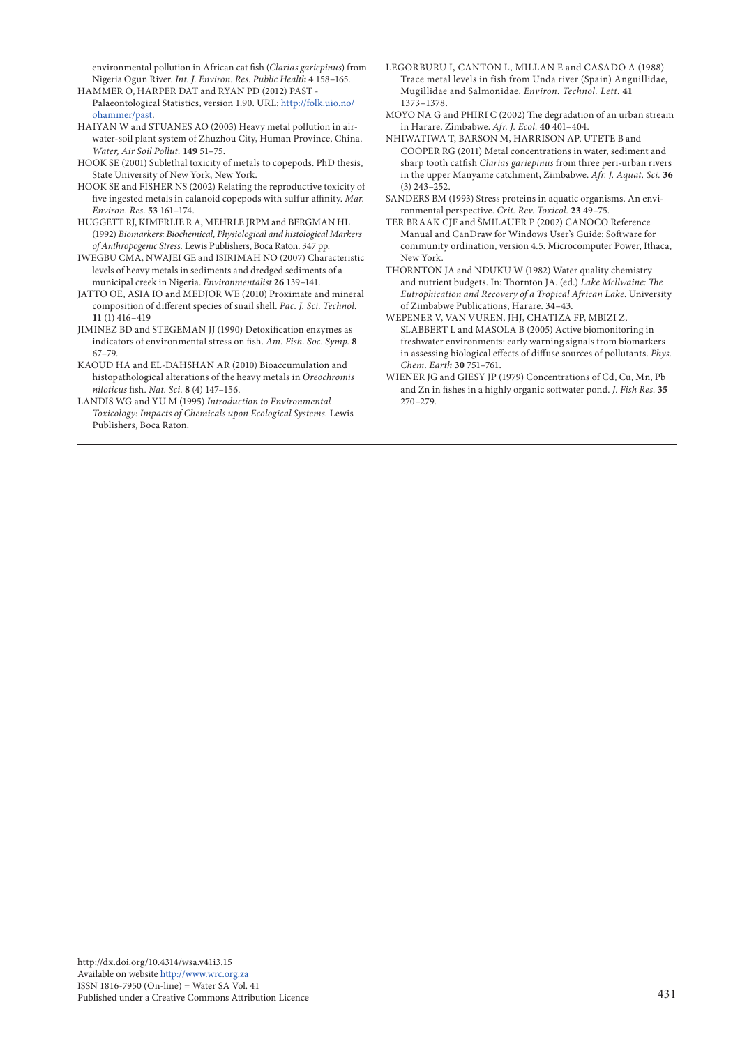environmental pollution in African cat fish (*Clarias gariepinus*) from Nigeria Ogun River. *Int. J. Environ. Res. Public Health* **4** 158–165.

HAMMER O, HARPER DAT and RYAN PD (2012) PAST - Palaeontological Statistics, version 1.90. URL: http://folk.uio.no/ohammer/past.

HAIYAN W and STUANES AO (2003) Heavy metal pollution in air-water-soil plant system of Zhuzhou City, Human Province, China. *Water, Air Soil Pollut.* **149** 51–75.

HOOK SE (2001) Sublethal toxicity of metals to copepods. PhD thesis, State University of New York, New York.

HOOK SE and FISHER NS (2002) Relating the reproductive toxicity of five ingested metals in calanoid copepods with sulfur affinity. *Mar. Environ. Res.* **53** 161–174.

HUGGETT RJ, KIMERLIE R A, MEHRLE JRPM and BERGMAN HL (1992) *Biomarkers: Biochemical, Physiological and histological Markers of Anthropogenic Stress.* Lewis Publishers, Boca Raton. 347 pp.

IWEGBU CMA, NWAJEI GE and ISIRIMAH NO (2007) Characteristic levels of heavy metals in sediments and dredged sediments of a municipal creek in Nigeria. *Environmentalist* **26** 139–141.

JATTO OE, ASIA IO and MEDJOR WE (2010) Proximate and mineral composition of different species of snail shell. *Pac. J. Sci. Technol.* **11** (1) 416–419

JIMINEZ BD and STEGEMAN JJ (1990) Detoxification enzymes as indicators of environmental stress on fish. *Am. Fish. Soc. Symp.* **8** 67–79.

KAOUD HA and EL-DAHSHAN AR (2010) Bioaccumulation and histopathological alterations of the heavy metals in *Oreochromis niloticus* fish. *Nat. Sci.* **8** (4) 147–156.

LANDIS WG and YU M (1995) *Introduction to Environmental Toxicology: Impacts of Chemicals upon Ecological Systems.* Lewis Publishers, Boca Raton.

LEGORBURU I, CANTON L, MILLAN E and CASADO A (1988) Trace metal levels in fish from Unda river (Spain) Anguillidae, Mugillidae and Salmonidae. *Environ. Technol. Lett.* **41** 1373–1378.

MOYO NA G and PHIRI C (2002) The degradation of an urban stream in Harare, Zimbabwe. *Afr. J. Ecol.* **40** 401–404.

NHIWATIWA T, BARSON M, HARRISON AP, UTETE B and COOPER RG (2011) Metal concentrations in water, sediment and sharp tooth catfish *Clarias gariepinus* from three peri-urban rivers in the upper Manyame catchment, Zimbabwe. *Afr. J. Aquat. Sci.* **36** (3) 243–252.

SANDERS BM (1993) Stress proteins in aquatic organisms. An environmental perspective. *Crit. Rev. Toxicol.* **23** 49–75.

TER BRAAK CJF and ŠMILAUER P (2002) CANOCO Reference Manual and CanDraw for Windows User's Guide: Software for community ordination, version 4.5. Microcomputer Power, Ithaca, New York.

THORNTON JA and NDUKU W (1982) Water quality chemistry and nutrient budgets. In: Thornton JA. (ed.) *Lake Mcllwaine: The Eutrophication and Recovery of a Tropical African Lake*. University of Zimbabwe Publications, Harare. 34–43.

WEPENER V, VAN VUREN, JHJ, CHATIZA FP, MBIZI Z, SLABBERT L and MASOLA B (2005) Active biomonitoring in freshwater environments: early warning signals from biomarkers in assessing biological effects of diffuse sources of pollutants. *Phys. Chem. Earth* **30** 751–761.

WIENER JG and GIESY JP (1979) Concentrations of Cd, Cu, Mn, Pb and Zn in fishes in a highly organic softwater pond. *J. Fish Res.* **35** 270–279.